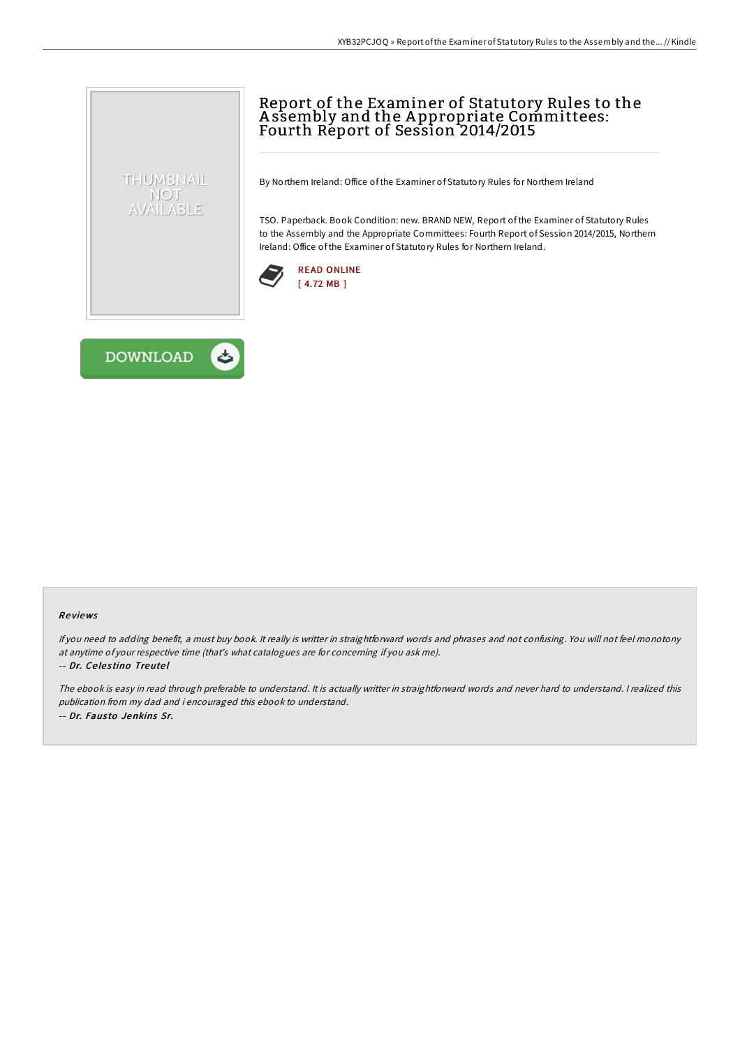# Report of the Examiner of Statutory Rules to the Assembly and the Appropriate Committees: Fourth Report of Session 2014/2015

By Northern Ireland: Office of the Examiner of Statutory Rules for Northern Ireland

TSO. Paperback. Book Condition: new. BRAND NEW, Report of the Examiner of Statutory Rules to the Assembly and the Appropriate Committees: Fourth Report of Session 2014/2015, Northern Ireland: Office of the Examiner of Statutory Rules for Northern Ireland.

READ ONLINE
[ 4.72 MB ]

DOWNLOAD

### Reviews

*If you need to adding benefit, a must buy book. It really is writter in straightforward words and phrases and not confusing. You will not feel monotony at anytime of your respective time (that's what catalogues are for concerning if you ask me).*

-- ***Dr. Celestino Treutel***

*The ebook is easy in read through preferable to understand. It is actually writter in straightforward words and never hard to understand. I realized this publication from my dad and i encouraged this ebook to understand.*

-- ***Dr. Fausto Jenkins Sr.***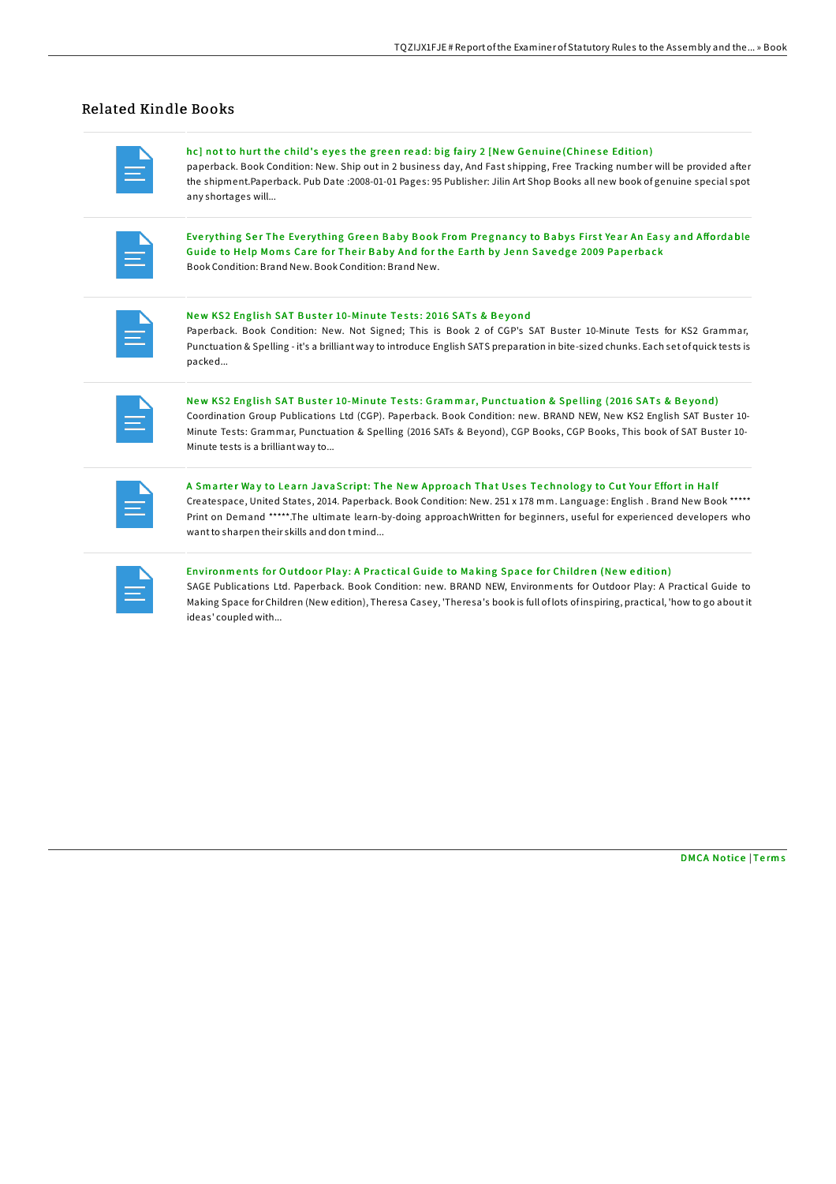## Related Kindle Books

### hc] not to hurt the child's eyes the green read: big fairy 2 [New Genuine(Chinese Edition)

paperback. Book Condition: New. Ship out in 2 business day, And Fast shipping, Free Tracking number will be provided after the shipment.Paperback. Pub Date :2008-01-01 Pages: 95 Publisher: Jilin Art Shop Books all new book of genuine special spot any shortages will...

### Everything Ser The Everything Green Baby Book From Pregnancy to Babys First Year An Easy and Affordable Guide to Help Moms Care for Their Baby And for the Earth by Jenn Savedge 2009 Paperback

Book Condition: Brand New. Book Condition: Brand New.

### New KS2 English SAT Buster 10-Minute Tests: 2016 SATs & Beyond

Paperback. Book Condition: New. Not Signed; This is Book 2 of CGP's SAT Buster 10-Minute Tests for KS2 Grammar, Punctuation & Spelling - it's a brilliant way to introduce English SATS preparation in bite-sized chunks. Each set of quick tests is packed...

### New KS2 English SAT Buster 10-Minute Tests: Grammar, Punctuation & Spelling (2016 SATs & Beyond)

Coordination Group Publications Ltd (CGP). Paperback. Book Condition: new. BRAND NEW, New KS2 English SAT Buster 10-Minute Tests: Grammar, Punctuation & Spelling (2016 SATs & Beyond), CGP Books, CGP Books, This book of SAT Buster 10-Minute tests is a brilliant way to...

### A Smarter Way to Learn JavaScript: The New Approach That Uses Technology to Cut Your Effort in Half

Createspace, United States, 2014. Paperback. Book Condition: New. 251 x 178 mm. Language: English . Brand New Book ***** Print on Demand *****.The ultimate learn-by-doing approachWritten for beginners, useful for experienced developers who want to sharpen their skills and don t mind...

### Environments for Outdoor Play: A Practical Guide to Making Space for Children (New edition)

SAGE Publications Ltd. Paperback. Book Condition: new. BRAND NEW, Environments for Outdoor Play: A Practical Guide to Making Space for Children (New edition), Theresa Casey, 'Theresa's book is full of lots of inspiring, practical, 'how to go about it ideas' coupled with...

DMCA Notice | Terms